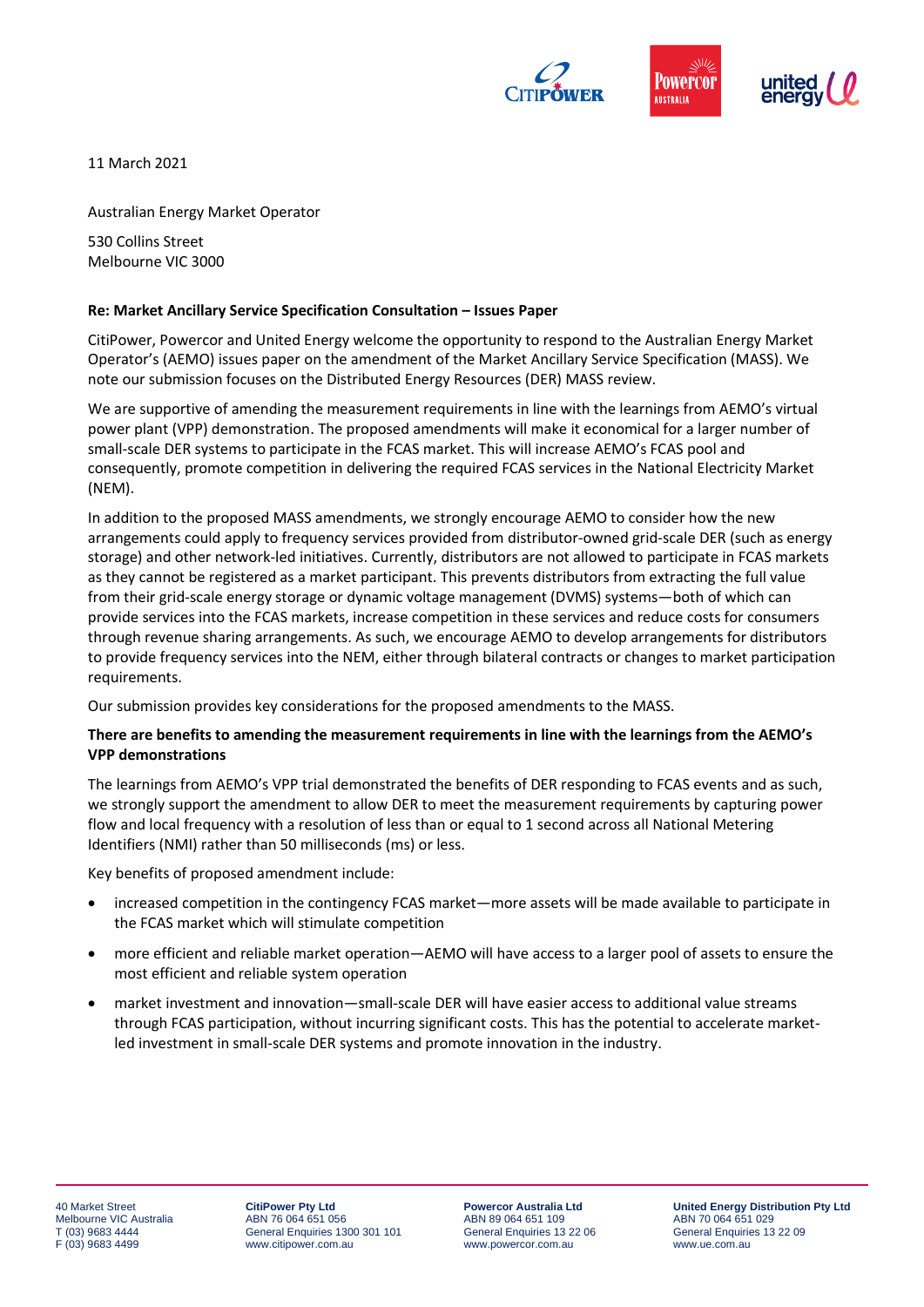11 March 2021

Australian Energy Market Operator

530 Collins Street
Melbourne VIC 3000

**Re: Market Ancillary Service Specification Consultation – Issues Paper**

CitiPower, Powercor and United Energy welcome the opportunity to respond to the Australian Energy Market Operator's (AEMO) issues paper on the amendment of the Market Ancillary Service Specification (MASS). We note our submission focuses on the Distributed Energy Resources (DER) MASS review.

We are supportive of amending the measurement requirements in line with the learnings from AEMO's virtual power plant (VPP) demonstration. The proposed amendments will make it economical for a larger number of small-scale DER systems to participate in the FCAS market. This will increase AEMO's FCAS pool and consequently, promote competition in delivering the required FCAS services in the National Electricity Market (NEM).

In addition to the proposed MASS amendments, we strongly encourage AEMO to consider how the new arrangements could apply to frequency services provided from distributor-owned grid-scale DER (such as energy storage) and other network-led initiatives. Currently, distributors are not allowed to participate in FCAS markets as they cannot be registered as a market participant. This prevents distributors from extracting the full value from their grid-scale energy storage or dynamic voltage management (DVMS) systems—both of which can provide services into the FCAS markets, increase competition in these services and reduce costs for consumers through revenue sharing arrangements. As such, we encourage AEMO to develop arrangements for distributors to provide frequency services into the NEM, either through bilateral contracts or changes to market participation requirements.

Our submission provides key considerations for the proposed amendments to the MASS.

**There are benefits to amending the measurement requirements in line with the learnings from the AEMO's VPP demonstrations**

The learnings from AEMO's VPP trial demonstrated the benefits of DER responding to FCAS events and as such, we strongly support the amendment to allow DER to meet the measurement requirements by capturing power flow and local frequency with a resolution of less than or equal to 1 second across all National Metering Identifiers (NMI) rather than 50 milliseconds (ms) or less.

Key benefits of proposed amendment include:

- increased competition in the contingency FCAS market—more assets will be made available to participate in the FCAS market which will stimulate competition
- more efficient and reliable market operation—AEMO will have access to a larger pool of assets to ensure the most efficient and reliable system operation
- market investment and innovation—small-scale DER will have easier access to additional value streams through FCAS participation, without incurring significant costs. This has the potential to accelerate market-led investment in small-scale DER systems and promote innovation in the industry.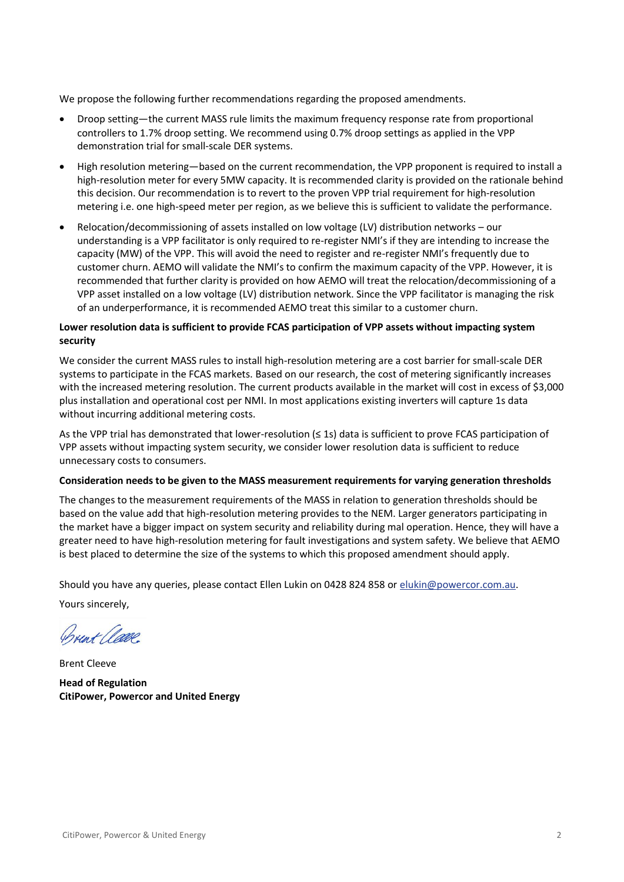We propose the following further recommendations regarding the proposed amendments.

- Droop setting—the current MASS rule limits the maximum frequency response rate from proportional controllers to 1.7% droop setting. We recommend using 0.7% droop settings as applied in the VPP demonstration trial for small-scale DER systems.
- High resolution metering—based on the current recommendation, the VPP proponent is required to install a high-resolution meter for every 5MW capacity. It is recommended clarity is provided on the rationale behind this decision. Our recommendation is to revert to the proven VPP trial requirement for high-resolution metering i.e. one high-speed meter per region, as we believe this is sufficient to validate the performance.
- Relocation/decommissioning of assets installed on low voltage (LV) distribution networks – our understanding is a VPP facilitator is only required to re-register NMI's if they are intending to increase the capacity (MW) of the VPP. This will avoid the need to register and re-register NMI's frequently due to customer churn. AEMO will validate the NMI's to confirm the maximum capacity of the VPP. However, it is recommended that further clarity is provided on how AEMO will treat the relocation/decommissioning of a VPP asset installed on a low voltage (LV) distribution network. Since the VPP facilitator is managing the risk of an underperformance, it is recommended AEMO treat this similar to a customer churn.

**Lower resolution data is sufficient to provide FCAS participation of VPP assets without impacting system security**

We consider the current MASS rules to install high-resolution metering are a cost barrier for small-scale DER systems to participate in the FCAS markets. Based on our research, the cost of metering significantly increases with the increased metering resolution. The current products available in the market will cost in excess of $3,000 plus installation and operational cost per NMI. In most applications existing inverters will capture 1s data without incurring additional metering costs.

As the VPP trial has demonstrated that lower-resolution (≤ 1s) data is sufficient to prove FCAS participation of VPP assets without impacting system security, we consider lower resolution data is sufficient to reduce unnecessary costs to consumers.

**Consideration needs to be given to the MASS measurement requirements for varying generation thresholds**

The changes to the measurement requirements of the MASS in relation to generation thresholds should be based on the value add that high-resolution metering provides to the NEM. Larger generators participating in the market have a bigger impact on system security and reliability during mal operation. Hence, they will have a greater need to have high-resolution metering for fault investigations and system safety. We believe that AEMO is best placed to determine the size of the systems to which this proposed amendment should apply.

Should you have any queries, please contact Ellen Lukin on 0428 824 858 or elukin@powercor.com.au.

Yours sincerely,

Brent Cleeve

**Head of Regulation**
**CitiPower, Powercor and United Energy**